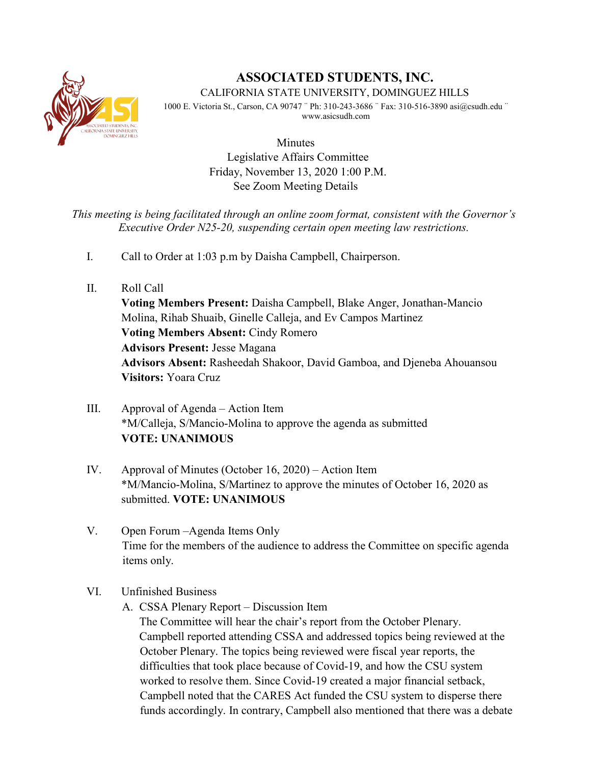# ASSOCIATED STUDENTS, INC.

CALIFORNIA STATE UNIVERSITY, DOMINGUEZ HILLS

1000 E. Victoria St., Carson, CA 90747 ¨ Ph: 310-243-3686 ¨ Fax: 310-516-3890 asi@csudh.edu ¨ www.asicsudh.com

Minutes
Legislative Affairs Committee
Friday, November 13, 2020 1:00 P.M.
See Zoom Meeting Details

*This meeting is being facilitated through an online zoom format, consistent with the Governor's Executive Order N25-20, suspending certain open meeting law restrictions.*

I. Call to Order at 1:03 p.m by Daisha Campbell, Chairperson.

II. Roll Call
**Voting Members Present:** Daisha Campbell, Blake Anger, Jonathan-Mancio Molina, Rihab Shuaib, Ginelle Calleja, and Ev Campos Martinez
**Voting Members Absent:** Cindy Romero
**Advisors Present:** Jesse Magana
**Advisors Absent:** Rasheedah Shakoor, David Gamboa, and Djeneba Ahouansou
**Visitors:** Yoara Cruz

III. Approval of Agenda – Action Item
*M/Calleja, S/Mancio-Molina to approve the agenda as submitted
**VOTE: UNANIMOUS**

IV. Approval of Minutes (October 16, 2020) – Action Item
*M/Mancio-Molina, S/Martinez to approve the minutes of October 16, 2020 as submitted. **VOTE: UNANIMOUS**

V. Open Forum –Agenda Items Only
Time for the members of the audience to address the Committee on specific agenda items only.

VI. Unfinished Business

A. CSSA Plenary Report – Discussion Item
The Committee will hear the chair's report from the October Plenary. Campbell reported attending CSSA and addressed topics being reviewed at the October Plenary. The topics being reviewed were fiscal year reports, the difficulties that took place because of Covid-19, and how the CSU system worked to resolve them. Since Covid-19 created a major financial setback, Campbell noted that the CARES Act funded the CSU system to disperse there funds accordingly. In contrary, Campbell also mentioned that there was a debate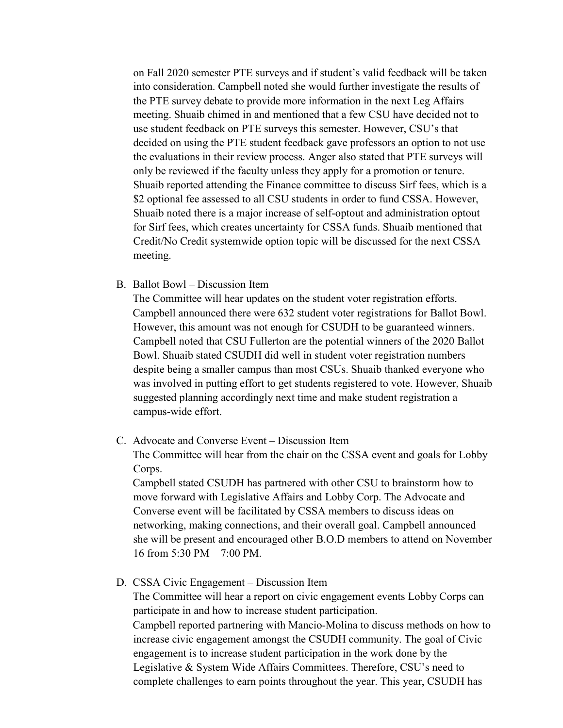on Fall 2020 semester PTE surveys and if student's valid feedback will be taken into consideration. Campbell noted she would further investigate the results of the PTE survey debate to provide more information in the next Leg Affairs meeting. Shuaib chimed in and mentioned that a few CSU have decided not to use student feedback on PTE surveys this semester. However, CSU's that decided on using the PTE student feedback gave professors an option to not use the evaluations in their review process. Anger also stated that PTE surveys will only be reviewed if the faculty unless they apply for a promotion or tenure. Shuaib reported attending the Finance committee to discuss Sirf fees, which is a $2 optional fee assessed to all CSU students in order to fund CSSA. However, Shuaib noted there is a major increase of self-optout and administration optout for Sirf fees, which creates uncertainty for CSSA funds. Shuaib mentioned that Credit/No Credit systemwide option topic will be discussed for the next CSSA meeting.

B. Ballot Bowl – Discussion Item

The Committee will hear updates on the student voter registration efforts. Campbell announced there were 632 student voter registrations for Ballot Bowl. However, this amount was not enough for CSUDH to be guaranteed winners. Campbell noted that CSU Fullerton are the potential winners of the 2020 Ballot Bowl. Shuaib stated CSUDH did well in student voter registration numbers despite being a smaller campus than most CSUs. Shuaib thanked everyone who was involved in putting effort to get students registered to vote. However, Shuaib suggested planning accordingly next time and make student registration a campus-wide effort.

C. Advocate and Converse Event – Discussion Item

The Committee will hear from the chair on the CSSA event and goals for Lobby Corps.

Campbell stated CSUDH has partnered with other CSU to brainstorm how to move forward with Legislative Affairs and Lobby Corp. The Advocate and Converse event will be facilitated by CSSA members to discuss ideas on networking, making connections, and their overall goal. Campbell announced she will be present and encouraged other B.O.D members to attend on November 16 from 5:30 PM – 7:00 PM.

D. CSSA Civic Engagement – Discussion Item

The Committee will hear a report on civic engagement events Lobby Corps can participate in and how to increase student participation.

Campbell reported partnering with Mancio-Molina to discuss methods on how to increase civic engagement amongst the CSUDH community. The goal of Civic engagement is to increase student participation in the work done by the Legislative & System Wide Affairs Committees. Therefore, CSU's need to complete challenges to earn points throughout the year. This year, CSUDH has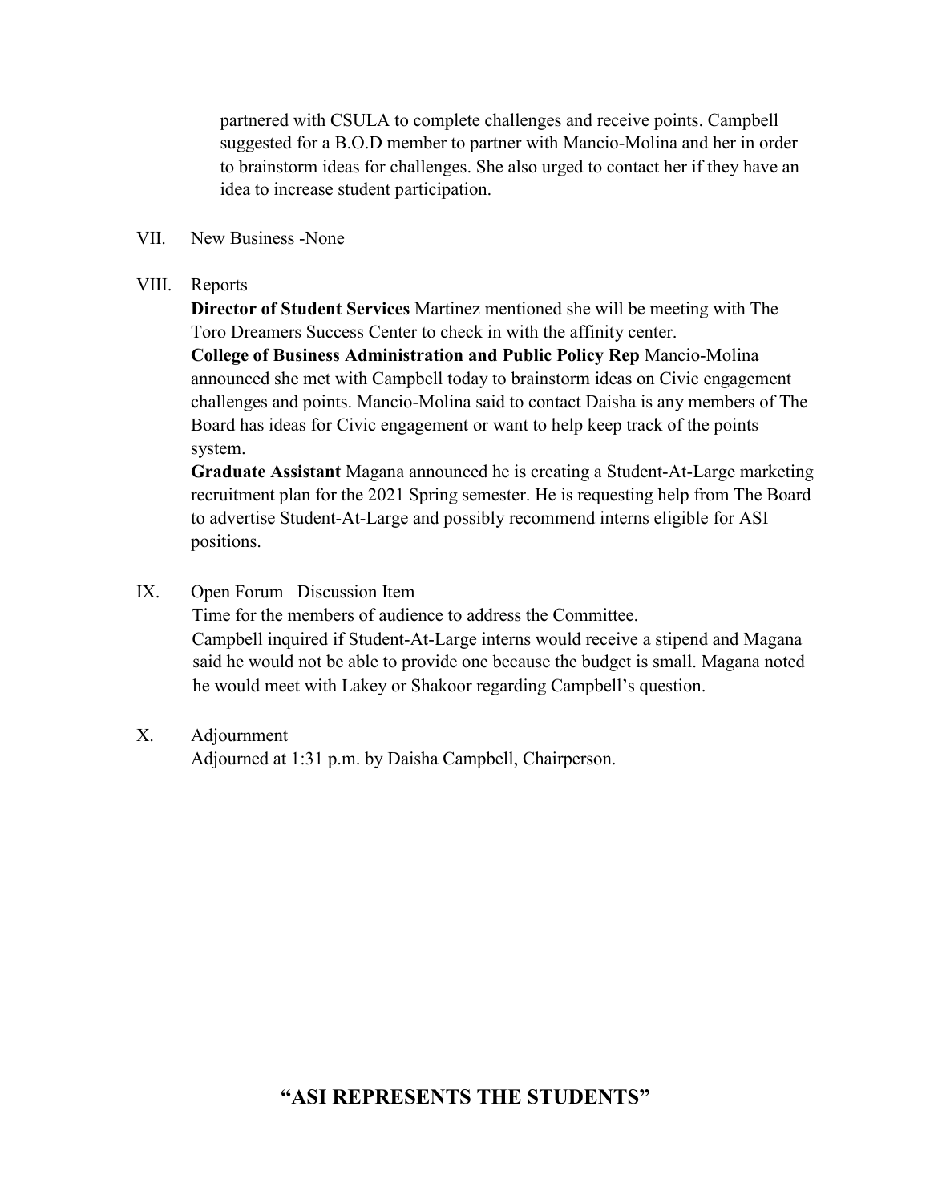partnered with CSULA to complete challenges and receive points. Campbell suggested for a B.O.D member to partner with Mancio-Molina and her in order to brainstorm ideas for challenges. She also urged to contact her if they have an idea to increase student participation.

VII. New Business -None

VIII. Reports

**Director of Student Services** Martinez mentioned she will be meeting with The Toro Dreamers Success Center to check in with the affinity center.

**College of Business Administration and Public Policy Rep** Mancio-Molina announced she met with Campbell today to brainstorm ideas on Civic engagement challenges and points. Mancio-Molina said to contact Daisha is any members of The Board has ideas for Civic engagement or want to help keep track of the points system.

**Graduate Assistant** Magana announced he is creating a Student-At-Large marketing recruitment plan for the 2021 Spring semester. He is requesting help from The Board to advertise Student-At-Large and possibly recommend interns eligible for ASI positions.

IX. Open Forum –Discussion Item

Time for the members of audience to address the Committee.

Campbell inquired if Student-At-Large interns would receive a stipend and Magana said he would not be able to provide one because the budget is small. Magana noted he would meet with Lakey or Shakoor regarding Campbell's question.

X. Adjournment

Adjourned at 1:31 p.m. by Daisha Campbell, Chairperson.

**"ASI REPRESENTS THE STUDENTS"**